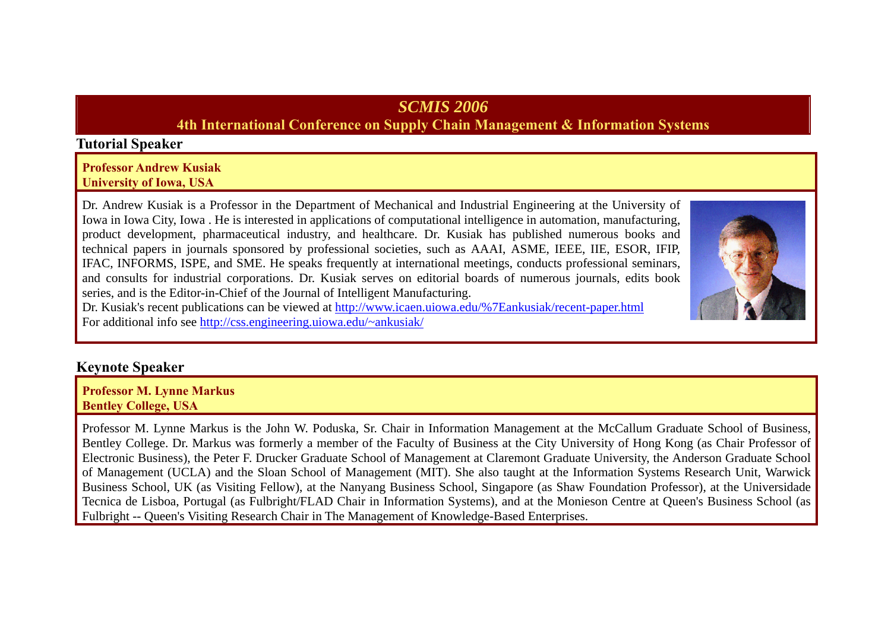# *SCMIS 2006*

## 4th International Conference on Supply Chain Management & Information Systems

### Tutorial Speaker

**Professor Andrew Kusiak**
**University of Iowa, USA**

Dr. Andrew Kusiak is a Professor in the Department of Mechanical and Industrial Engineering at the University of Iowa in Iowa City, Iowa . He is interested in applications of computational intelligence in automation, manufacturing, product development, pharmaceutical industry, and healthcare. Dr. Kusiak has published numerous books and technical papers in journals sponsored by professional societies, such as AAAI, ASME, IEEE, IIE, ESOR, IFIP, IFAC, INFORMS, ISPE, and SME. He speaks frequently at international meetings, conducts professional seminars, and consults for industrial corporations. Dr. Kusiak serves on editorial boards of numerous journals, edits book series, and is the Editor-in-Chief of the Journal of Intelligent Manufacturing.
Dr. Kusiak's recent publications can be viewed at http://www.icaen.uiowa.edu/%7Eankusiak/recent-paper.html
For additional info see http://css.engineering.uiowa.edu/~ankusiak/

### Keynote Speaker

**Professor M. Lynne Markus**
**Bentley College, USA**

Professor M. Lynne Markus is the John W. Poduska, Sr. Chair in Information Management at the McCallum Graduate School of Business, Bentley College. Dr. Markus was formerly a member of the Faculty of Business at the City University of Hong Kong (as Chair Professor of Electronic Business), the Peter F. Drucker Graduate School of Management at Claremont Graduate University, the Anderson Graduate School of Management (UCLA) and the Sloan School of Management (MIT). She also taught at the Information Systems Research Unit, Warwick Business School, UK (as Visiting Fellow), at the Nanyang Business School, Singapore (as Shaw Foundation Professor), at the Universidade Tecnica de Lisboa, Portugal (as Fulbright/FLAD Chair in Information Systems), and at the Monieson Centre at Queen's Business School (as Fulbright -- Queen's Visiting Research Chair in The Management of Knowledge-Based Enterprises.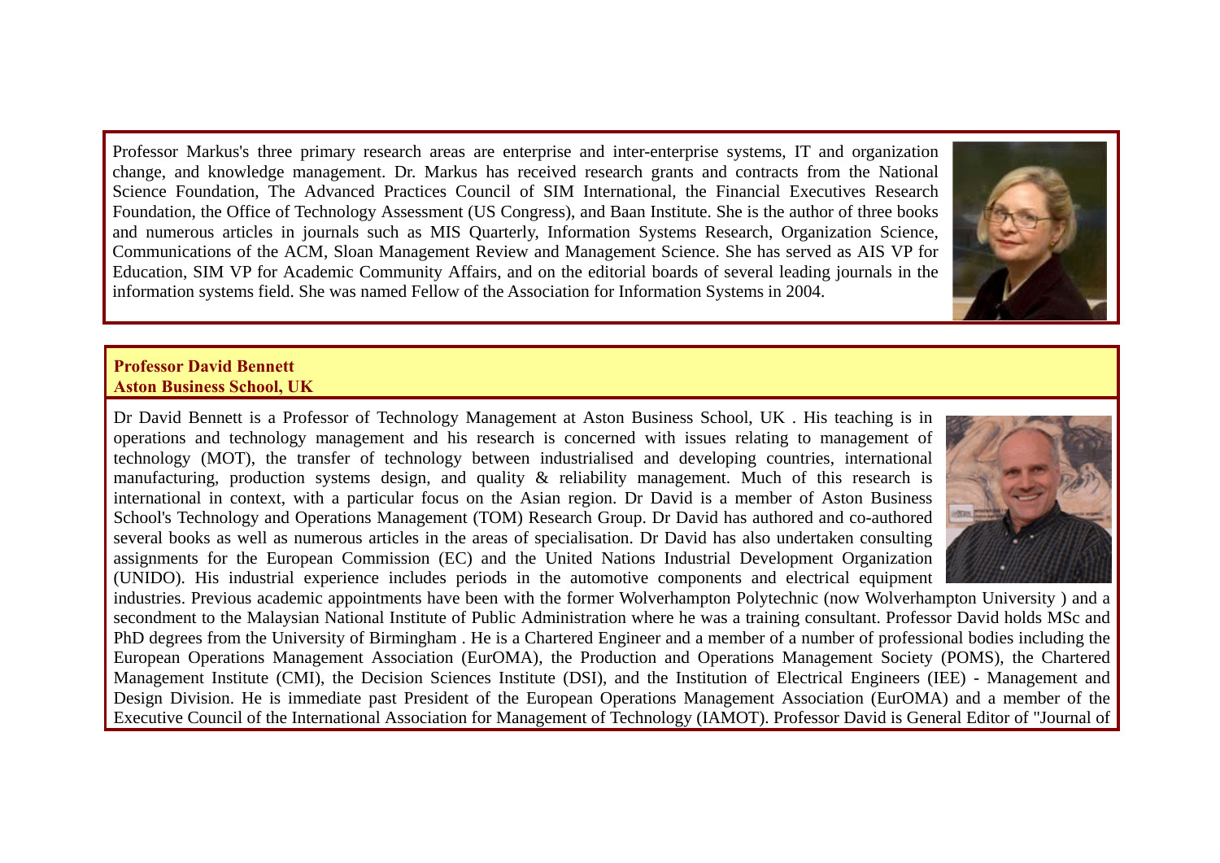Professor Markus's three primary research areas are enterprise and inter-enterprise systems, IT and organization change, and knowledge management. Dr. Markus has received research grants and contracts from the National Science Foundation, The Advanced Practices Council of SIM International, the Financial Executives Research Foundation, the Office of Technology Assessment (US Congress), and Baan Institute. She is the author of three books and numerous articles in journals such as MIS Quarterly, Information Systems Research, Organization Science, Communications of the ACM, Sloan Management Review and Management Science. She has served as AIS VP for Education, SIM VP for Academic Community Affairs, and on the editorial boards of several leading journals in the information systems field. She was named Fellow of the Association for Information Systems in 2004.

**Professor David Bennett**
**Aston Business School, UK**

Dr David Bennett is a Professor of Technology Management at Aston Business School, UK . His teaching is in operations and technology management and his research is concerned with issues relating to management of technology (MOT), the transfer of technology between industrialised and developing countries, international manufacturing, production systems design, and quality & reliability management. Much of this research is international in context, with a particular focus on the Asian region. Dr David is a member of Aston Business School's Technology and Operations Management (TOM) Research Group. Dr David has authored and co-authored several books as well as numerous articles in the areas of specialisation. Dr David has also undertaken consulting assignments for the European Commission (EC) and the United Nations Industrial Development Organization (UNIDO). His industrial experience includes periods in the automotive components and electrical equipment industries. Previous academic appointments have been with the former Wolverhampton Polytechnic (now Wolverhampton University ) and a secondment to the Malaysian National Institute of Public Administration where he was a training consultant. Professor David holds MSc and PhD degrees from the University of Birmingham . He is a Chartered Engineer and a member of a number of professional bodies including the European Operations Management Association (EurOMA), the Production and Operations Management Society (POMS), the Chartered Management Institute (CMI), the Decision Sciences Institute (DSI), and the Institution of Electrical Engineers (IEE) - Management and Design Division. He is immediate past President of the European Operations Management Association (EurOMA) and a member of the Executive Council of the International Association for Management of Technology (IAMOT). Professor David is General Editor of "Journal of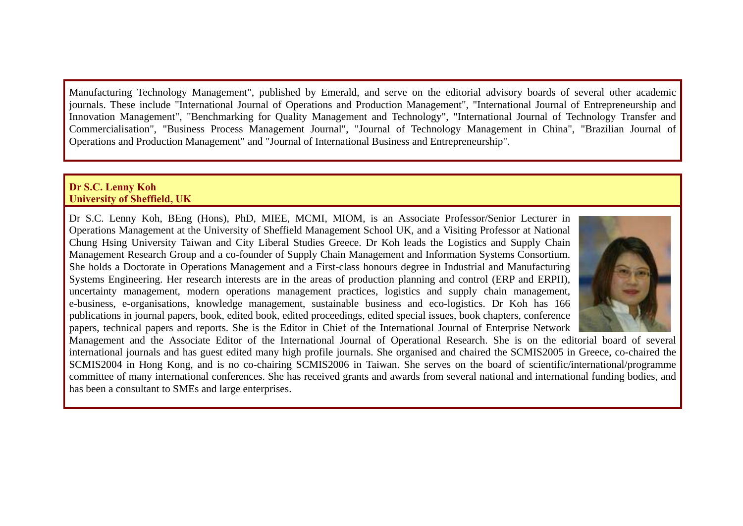Manufacturing Technology Management", published by Emerald, and serve on the editorial advisory boards of several other academic journals. These include "International Journal of Operations and Production Management", "International Journal of Entrepreneurship and Innovation Management", "Benchmarking for Quality Management and Technology", "International Journal of Technology Transfer and Commercialisation", "Business Process Management Journal", "Journal of Technology Management in China", "Brazilian Journal of Operations and Production Management" and "Journal of International Business and Entrepreneurship".

**Dr S.C. Lenny Koh**
**University of Sheffield, UK**

Dr S.C. Lenny Koh, BEng (Hons), PhD, MIEE, MCMI, MIOM, is an Associate Professor/Senior Lecturer in Operations Management at the University of Sheffield Management School UK, and a Visiting Professor at National Chung Hsing University Taiwan and City Liberal Studies Greece. Dr Koh leads the Logistics and Supply Chain Management Research Group and a co-founder of Supply Chain Management and Information Systems Consortium. She holds a Doctorate in Operations Management and a First-class honours degree in Industrial and Manufacturing Systems Engineering. Her research interests are in the areas of production planning and control (ERP and ERPII), uncertainty management, modern operations management practices, logistics and supply chain management, e-business, e-organisations, knowledge management, sustainable business and eco-logistics. Dr Koh has 166 publications in journal papers, book, edited book, edited proceedings, edited special issues, book chapters, conference papers, technical papers and reports. She is the Editor in Chief of the International Journal of Enterprise Network Management and the Associate Editor of the International Journal of Operational Research. She is on the editorial board of several international journals and has guest edited many high profile journals. She organised and chaired the SCMIS2005 in Greece, co-chaired the SCMIS2004 in Hong Kong, and is no co-chairing SCMIS2006 in Taiwan. She serves on the board of scientific/international/programme committee of many international conferences. She has received grants and awards from several national and international funding bodies, and has been a consultant to SMEs and large enterprises.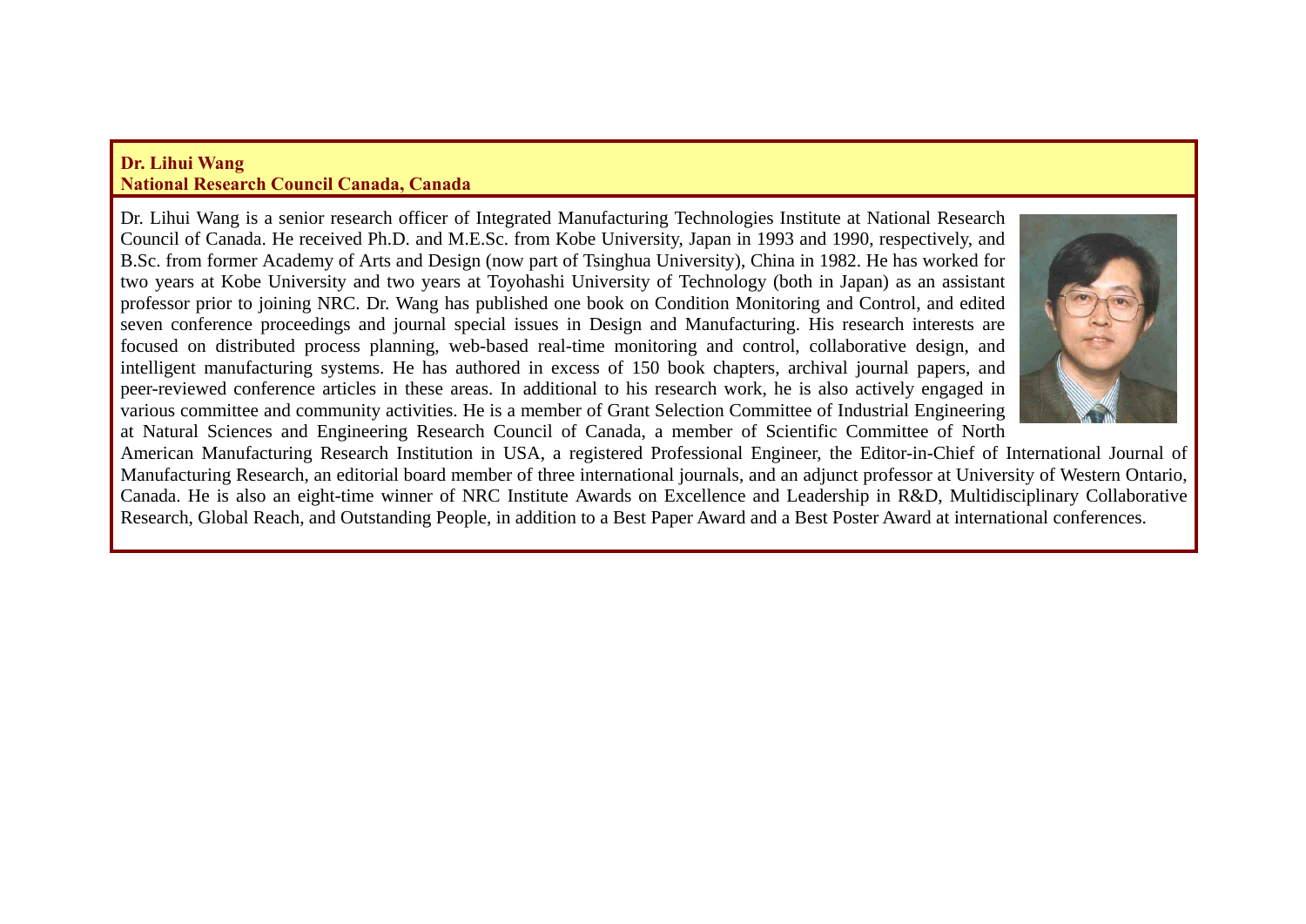**Dr. Lihui Wang**
**National Research Council Canada, Canada**

Dr. Lihui Wang is a senior research officer of Integrated Manufacturing Technologies Institute at National Research Council of Canada. He received Ph.D. and M.E.Sc. from Kobe University, Japan in 1993 and 1990, respectively, and B.Sc. from former Academy of Arts and Design (now part of Tsinghua University), China in 1982. He has worked for two years at Kobe University and two years at Toyohashi University of Technology (both in Japan) as an assistant professor prior to joining NRC. Dr. Wang has published one book on Condition Monitoring and Control, and edited seven conference proceedings and journal special issues in Design and Manufacturing. His research interests are focused on distributed process planning, web-based real-time monitoring and control, collaborative design, and intelligent manufacturing systems. He has authored in excess of 150 book chapters, archival journal papers, and peer-reviewed conference articles in these areas. In additional to his research work, he is also actively engaged in various committee and community activities. He is a member of Grant Selection Committee of Industrial Engineering at Natural Sciences and Engineering Research Council of Canada, a member of Scientific Committee of North American Manufacturing Research Institution in USA, a registered Professional Engineer, the Editor-in-Chief of International Journal of Manufacturing Research, an editorial board member of three international journals, and an adjunct professor at University of Western Ontario, Canada. He is also an eight-time winner of NRC Institute Awards on Excellence and Leadership in R&D, Multidisciplinary Collaborative Research, Global Reach, and Outstanding People, in addition to a Best Paper Award and a Best Poster Award at international conferences.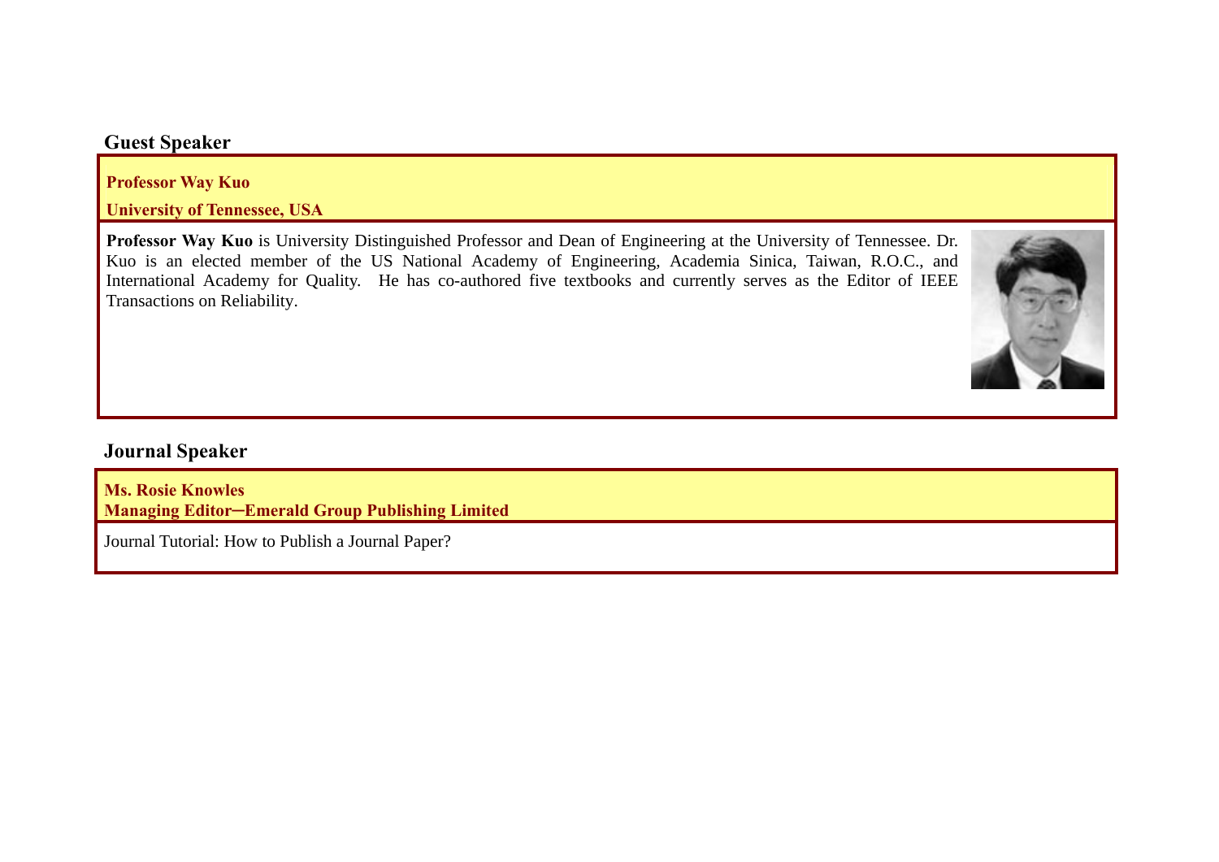## Guest Speaker

**Professor Way Kuo**

**University of Tennessee, USA**

**Professor Way Kuo** is University Distinguished Professor and Dean of Engineering at the University of Tennessee. Dr. Kuo is an elected member of the US National Academy of Engineering, Academia Sinica, Taiwan, R.O.C., and International Academy for Quality. He has co-authored five textbooks and currently serves as the Editor of IEEE Transactions on Reliability.

## Journal Speaker

**Ms. Rosie Knowles**
**Managing Editor─Emerald Group Publishing Limited**

Journal Tutorial: How to Publish a Journal Paper?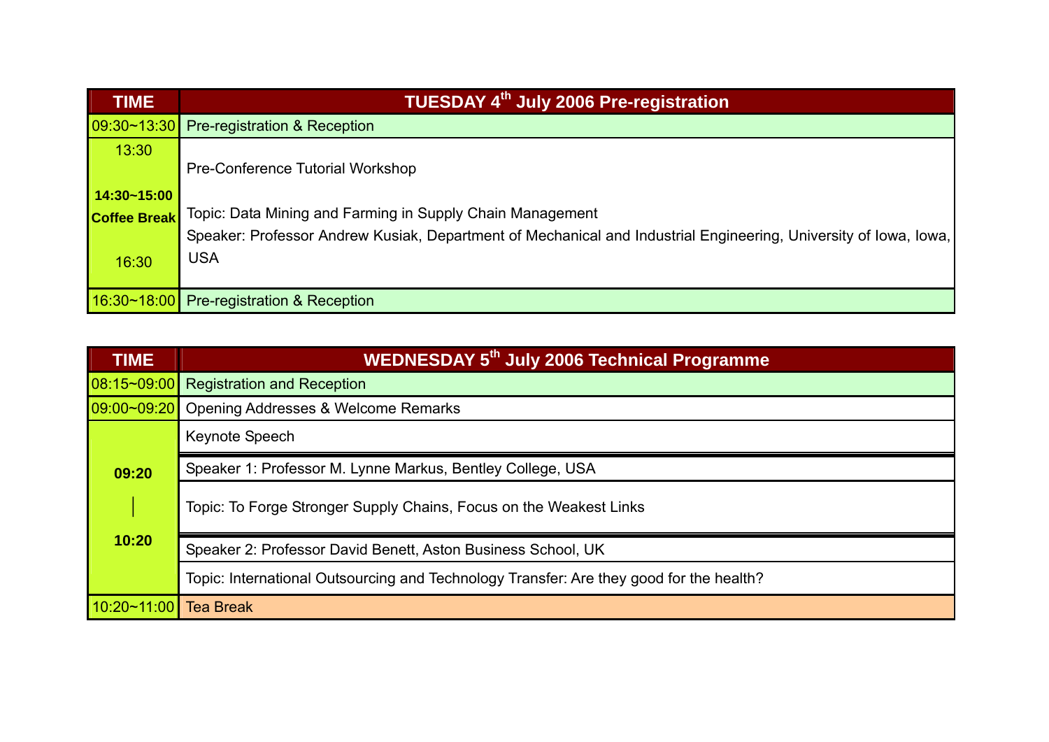| TIME | TUESDAY 4th July 2006 Pre-registration |
|---|---|
| 09:30~13:30 | Pre-registration & Reception |
| 13:30<br>**14:30~15:00**<br>**Coffee Break**<br>16:30 | Pre-Conference Tutorial Workshop<br>Topic: Data Mining and Farming in Supply Chain Management<br>Speaker: Professor Andrew Kusiak, Department of Mechanical and Industrial Engineering, University of Iowa, Iowa, USA |
| 16:30~18:00 | Pre-registration & Reception |

| TIME | WEDNESDAY 5th July 2006 Technical Programme |
|---|---|
| 08:15~09:00 | Registration and Reception |
| 09:00~09:20 | Opening Addresses & Welcome Remarks |
| **09:20**<br>│<br>**10:20** | Keynote Speech |
| | Speaker 1: Professor M. Lynne Markus, Bentley College, USA |
| | Topic: To Forge Stronger Supply Chains, Focus on the Weakest Links |
| | Speaker 2: Professor David Benett, Aston Business School, UK |
| | Topic: International Outsourcing and Technology Transfer: Are they good for the health? |
| 10:20~11:00 | Tea Break |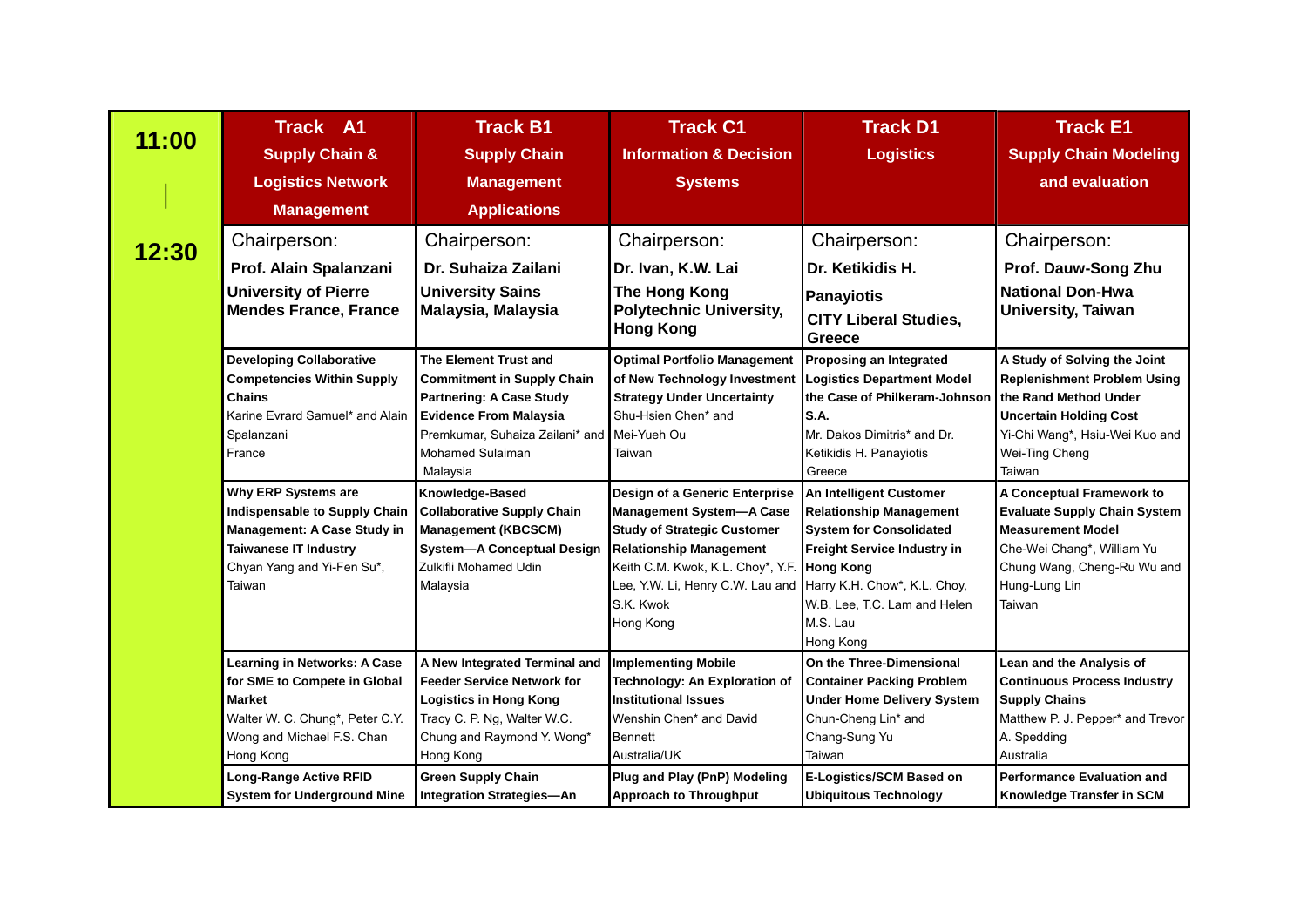| 11:00 – 12:30 | Track A1 Supply Chain & Logistics Network Management | Track B1 Supply Chain Management Applications | Track C1 Information & Decision Systems | Track D1 Logistics | Track E1 Supply Chain Modeling and evaluation |
|---|---|---|---|---|---|
| | Chairperson: **Prof. Alain Spalanzani** **University of Pierre Mendes France, France** | Chairperson: **Dr. Suhaiza Zailani** **University Sains Malaysia, Malaysia** | Chairperson: **Dr. Ivan, K.W. Lai** **The Hong Kong Polytechnic University, Hong Kong** | Chairperson: **Dr. Ketikidis H. Panayiotis** **CITY Liberal Studies, Greece** | Chairperson: **Prof. Dauw-Song Zhu** **National Don-Hwa University, Taiwan** |
| | **Developing Collaborative Competencies Within Supply Chains** Karine Evrard Samuel* and Alain Spalanzani France | **The Element Trust and Commitment in Supply Chain Partnering: A Case Study Evidence From Malaysia** Premkumar, Suhaiza Zailani* and Mohamed Sulaiman Malaysia | **Optimal Portfolio Management of New Technology Investment Strategy Under Uncertainty** Shu-Hsien Chen* and Mei-Yueh Ou Taiwan | **Proposing an Integrated Logistics Department Model the Case of Philkeram-Johnson S.A.** Mr. Dakos Dimitris* and Dr. Ketikidis H. Panayiotis Greece | **A Study of Solving the Joint Replenishment Problem Using the Rand Method Under Uncertain Holding Cost** Yi-Chi Wang*, Hsiu-Wei Kuo and Wei-Ting Cheng Taiwan |
| | **Why ERP Systems are Indispensable to Supply Chain Management: A Case Study in Taiwanese IT Industry** Chyan Yang and Yi-Fen Su*, Taiwan | **Knowledge-Based Collaborative Supply Chain Management (KBCSCM) System—A Conceptual Design** Zulkifli Mohamed Udin Malaysia | **Design of a Generic Enterprise Management System—A Case Study of Strategic Customer Relationship Management** Keith C.M. Kwok, K.L. Choy*, Y.F. Lee, Y.W. Li, Henry C.W. Lau and S.K. Kwok Hong Kong | **An Intelligent Customer Relationship Management System for Consolidated Freight Service Industry in Hong Kong** Harry K.H. Chow*, K.L. Choy, W.B. Lee, T.C. Lam and Helen M.S. Lau Hong Kong | **A Conceptual Framework to Evaluate Supply Chain System Measurement Model** Che-Wei Chang*, William Yu Chung Wang, Cheng-Ru Wu and Hung-Lung Lin Taiwan |
| | **Learning in Networks: A Case for SME to Compete in Global Market** Walter W. C. Chung*, Peter C.Y. Wong and Michael F.S. Chan Hong Kong | **A New Integrated Terminal and Feeder Service Network for Logistics in Hong Kong** Tracy C. P. Ng, Walter W.C. Chung and Raymond Y. Wong* Hong Kong | **Implementing Mobile Technology: An Exploration of Institutional Issues** Wenshin Chen* and David Bennett Australia/UK | **On the Three-Dimensional Container Packing Problem Under Home Delivery System** Chun-Cheng Lin* and Chang-Sung Yu Taiwan | **Lean and the Analysis of Continuous Process Industry Supply Chains** Matthew P. J. Pepper* and Trevor A. Spedding Australia |
| | **Long-Range Active RFID System for Underground Mine** | **Green Supply Chain Integration Strategies—An** | **Plug and Play (PnP) Modeling Approach to Throughput** | **E-Logistics/SCM Based on Ubiquitous Technology** | **Performance Evaluation and Knowledge Transfer in SCM** |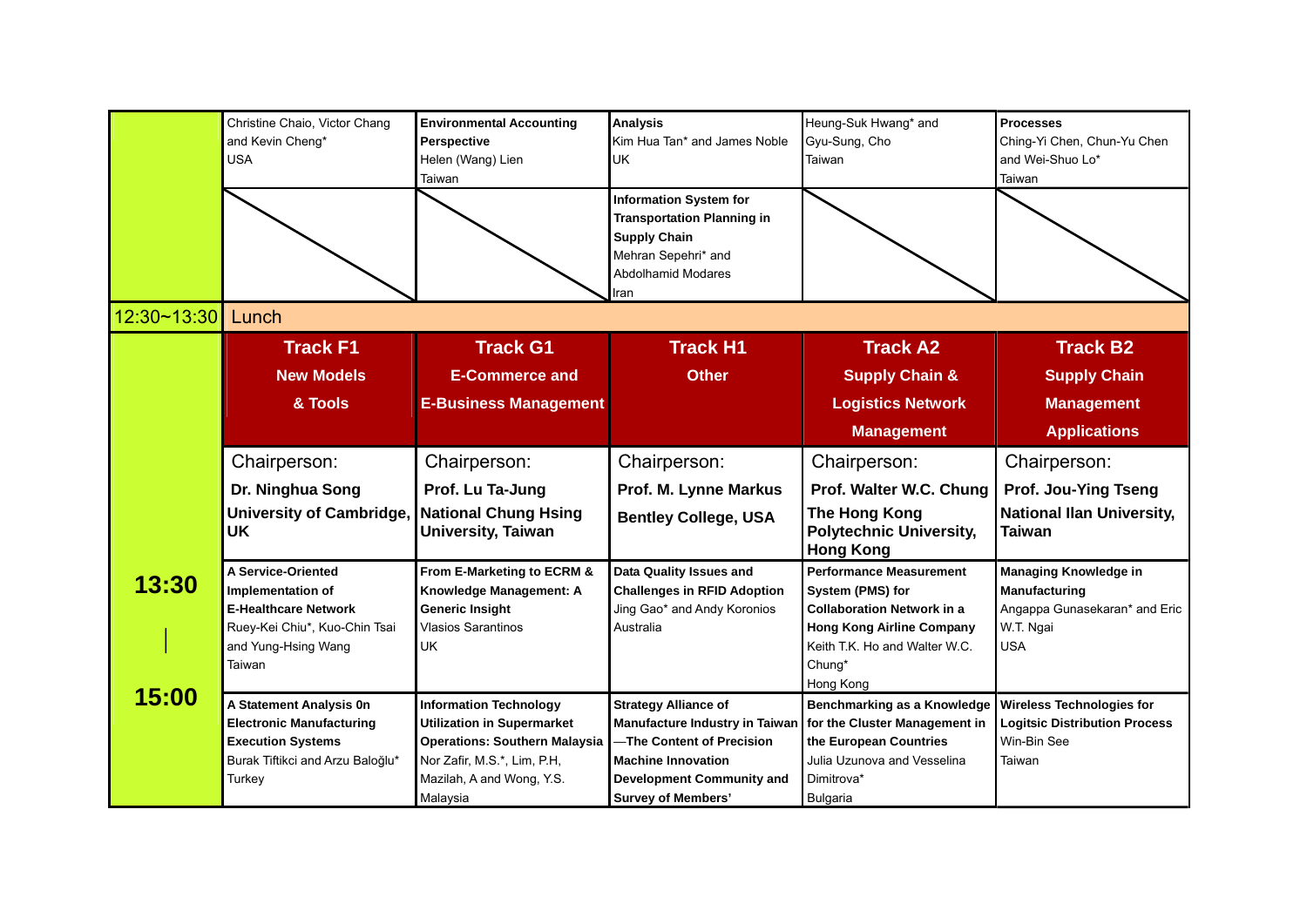| | | | | | |
|---|---|---|---|---|---|
| | Christine Chaio, Victor Chang and Kevin Cheng* USA | **Environmental Accounting Perspective** Helen (Wang) Lien Taiwan | **Analysis** Kim Hua Tan* and James Noble UK | Heung-Suk Hwang* and Gyu-Sung, Cho Taiwan | **Processes** Ching-Yi Chen, Chun-Yu Chen and Wei-Shuo Lo* Taiwan |
| | | | **Information System for Transportation Planning in Supply Chain** Mehran Sepehri* and Abdolhamid Modares Iran | | |
| 12:30~13:30 | Lunch | | | | |
| | **Track F1** **New Models & Tools** | **Track G1** **E-Commerce and E-Business Management** | **Track H1** **Other** | **Track A2** **Supply Chain & Logistics Network Management** | **Track B2** **Supply Chain Management Applications** |
| | Chairperson: **Dr. Ninghua Song** **University of Cambridge, UK** | Chairperson: **Prof. Lu Ta-Jung** **National Chung Hsing University, Taiwan** | Chairperson: **Prof. M. Lynne Markus** **Bentley College, USA** | Chairperson: **Prof. Walter W.C. Chung** **The Hong Kong Polytechnic University, Hong Kong** | Chairperson: **Prof. Jou-Ying Tseng** **National Ilan University, Taiwan** |
| **13:30 \| 15:00** | **A Service-Oriented Implementation of E-Healthcare Network** Ruey-Kei Chiu*, Kuo-Chin Tsai and Yung-Hsing Wang Taiwan | **From E-Marketing to ECRM & Knowledge Management: A Generic Insight** Vlasios Sarantinos UK | **Data Quality Issues and Challenges in RFID Adoption** Jing Gao* and Andy Koronios Australia | **Performance Measurement System (PMS) for Collaboration Network in a Hong Kong Airline Company** Keith T.K. Ho and Walter W.C. Chung* Hong Kong | **Managing Knowledge in Manufacturing** Angappa Gunasekaran* and Eric W.T. Ngai USA |
| | **A Statement Analysis 0n Electronic Manufacturing Execution Systems** Burak Tiftikci and Arzu Baloğlu* Turkey | **Information Technology Utilization in Supermarket Operations: Southern Malaysia** Nor Zafir, M.S.*, Lim, P.H, Mazilah, A and Wong, Y.S. Malaysia | **Strategy Alliance of Manufacture Industry in Taiwan —The Content of Precision Machine Innovation Development Community and Survey of Members'** | **Benchmarking as a Knowledge for the Cluster Management in the European Countries** Julia Uzunova and Vesselina Dimitrova* Bulgaria | **Wireless Technologies for Logitsic Distribution Process** Win-Bin See Taiwan |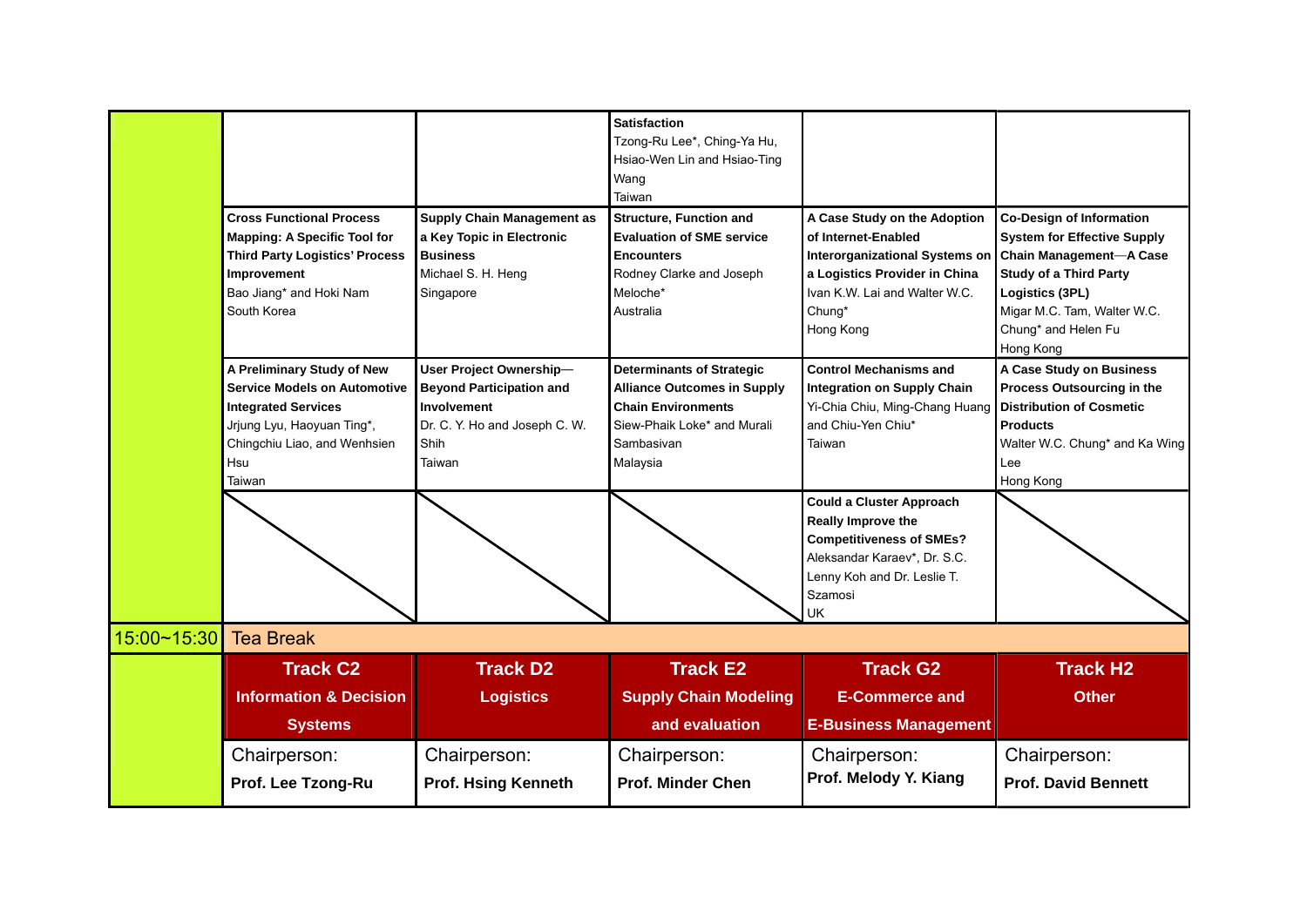| | | | | | |
|---|---|---|---|---|---|
| | | | **Satisfaction** Tzong-Ru Lee*, Ching-Ya Hu, Hsiao-Wen Lin and Hsiao-Ting Wang Taiwan | | |
| | **Cross Functional Process Mapping: A Specific Tool for Third Party Logistics' Process Improvement** Bao Jiang* and Hoki Nam South Korea | **Supply Chain Management as a Key Topic in Electronic Business** Michael S. H. Heng Singapore | **Structure, Function and Evaluation of SME service Encounters** Rodney Clarke and Joseph Meloche* Australia | **A Case Study on the Adoption of Internet-Enabled Interorganizational Systems on a Logistics Provider in China** Ivan K.W. Lai and Walter W.C. Chung* Hong Kong | **Co-Design of Information System for Effective Supply Chain Management—A Case Study of a Third Party Logistics (3PL)** Migar M.C. Tam, Walter W.C. Chung* and Helen Fu Hong Kong |
| | **A Preliminary Study of New Service Models on Automotive Integrated Services** Jrjung Lyu, Haoyuan Ting*, Chingchiu Liao, and Wenhsien Hsu Taiwan | **User Project Ownership—Beyond Participation and Involvement** Dr. C. Y. Ho and Joseph C. W. Shih Taiwan | **Determinants of Strategic Alliance Outcomes in Supply Chain Environments** Siew-Phaik Loke* and Murali Sambasivan Malaysia | **Control Mechanisms and Integration on Supply Chain** Yi-Chia Chiu, Ming-Chang Huang and Chiu-Yen Chiu* Taiwan | **A Case Study on Business Process Outsourcing in the Distribution of Cosmetic Products** Walter W.C. Chung* and Ka Wing Lee Hong Kong |
| | | | | **Could a Cluster Approach Really Improve the Competitiveness of SMEs?** Aleksandar Karaev*, Dr. S.C. Lenny Koh and Dr. Leslie T. Szamosi UK | |
| 15:00~15:30 | Tea Break | | | | |
| | **Track C2** **Information & Decision Systems** | **Track D2** **Logistics** | **Track E2** **Supply Chain Modeling and evaluation** | **Track G2** **E-Commerce and E-Business Management** | **Track H2** **Other** |
| | Chairperson: **Prof. Lee Tzong-Ru** | Chairperson: **Prof. Hsing Kenneth** | Chairperson: **Prof. Minder Chen** | Chairperson: **Prof. Melody Y. Kiang** | Chairperson: **Prof. David Bennett** |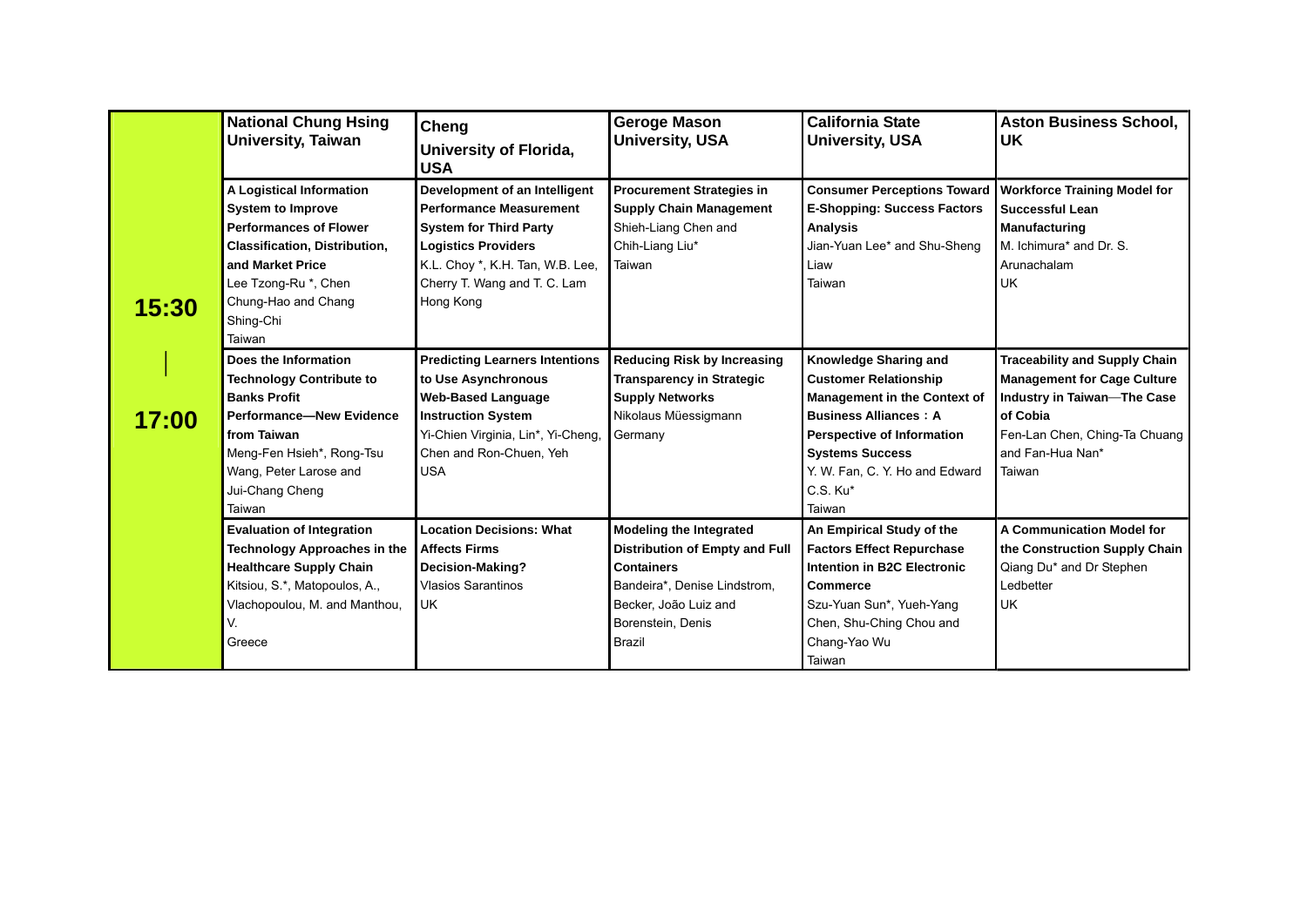| 15:30 — 17:00 | National Chung Hsing University, Taiwan | Cheng University of Florida, USA | Geroge Mason University, USA | California State University, USA | Aston Business School, UK |
|---|---|---|---|---|---|
| | **A Logistical Information System to Improve Performances of Flower Classification, Distribution, and Market Price** Lee Tzong-Ru *, Chen Chung-Hao and Chang Shing-Chi Taiwan | **Development of an Intelligent Performance Measurement System for Third Party Logistics Providers** K.L. Choy *, K.H. Tan, W.B. Lee, Cherry T. Wang and T. C. Lam Hong Kong | **Procurement Strategies in Supply Chain Management** Shieh-Liang Chen and Chih-Liang Liu* Taiwan | **Consumer Perceptions Toward E-Shopping: Success Factors Analysis** Jian-Yuan Lee* and Shu-Sheng Liaw Taiwan | **Workforce Training Model for Successful Lean Manufacturing** M. Ichimura* and Dr. S. Arunachalam UK |
| | **Does the Information Technology Contribute to Banks Profit Performance—New Evidence from Taiwan** Meng-Fen Hsieh*, Rong-Tsu Wang, Peter Larose and Jui-Chang Cheng Taiwan | **Predicting Learners Intentions to Use Asynchronous Web-Based Language Instruction System** Yi-Chien Virginia, Lin*, Yi-Cheng, Chen and Ron-Chuen, Yeh USA | **Reducing Risk by Increasing Transparency in Strategic Supply Networks** Nikolaus Müessigmann Germany | **Knowledge Sharing and Customer Relationship Management in the Context of Business Alliances：A Perspective of Information Systems Success** Y. W. Fan, C. Y. Ho and Edward C.S. Ku* Taiwan | **Traceability and Supply Chain Management for Cage Culture Industry in Taiwan—The Case of Cobia** Fen-Lan Chen, Ching-Ta Chuang and Fan-Hua Nan* Taiwan |
| | **Evaluation of Integration Technology Approaches in the Healthcare Supply Chain** Kitsiou, S.*, Matopoulos, A., Vlachopoulou, M. and Manthou, V. Greece | **Location Decisions: What Affects Firms Decision-Making?** Vlasios Sarantinos UK | **Modeling the Integrated Distribution of Empty and Full Containers** Bandeira*, Denise Lindstrom, Becker, João Luiz and Borenstein, Denis Brazil | **An Empirical Study of the Factors Effect Repurchase Intention in B2C Electronic Commerce** Szu-Yuan Sun*, Yueh-Yang Chen, Shu-Ching Chou and Chang-Yao Wu Taiwan | **A Communication Model for the Construction Supply Chain** Qiang Du* and Dr Stephen Ledbetter UK |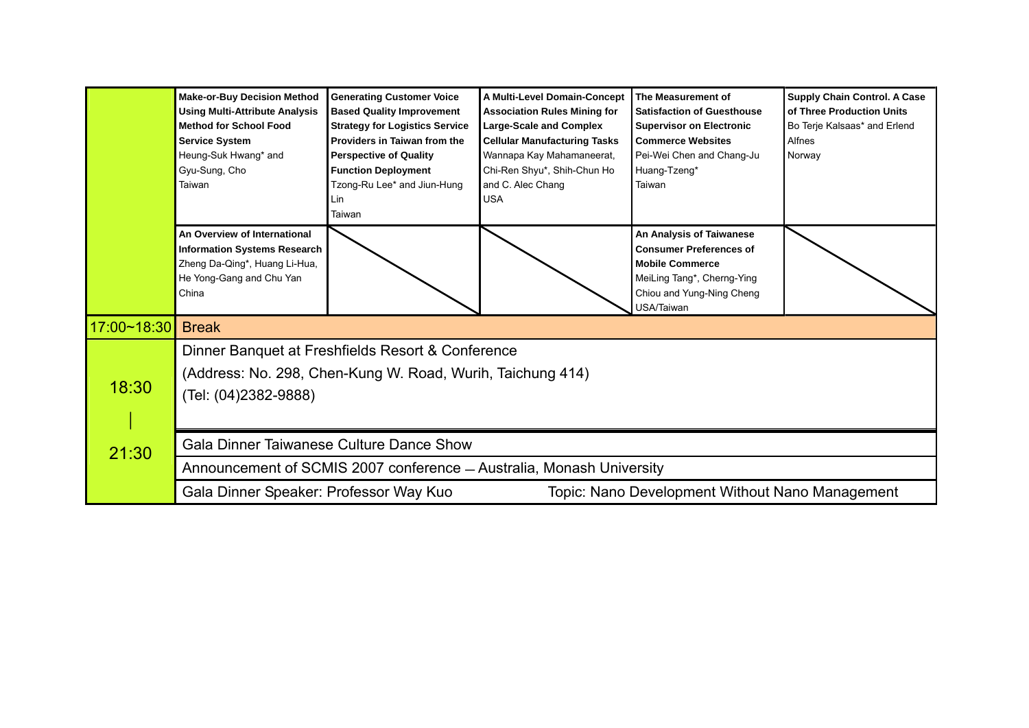| | | | | | |
|---|---|---|---|---|---|
| | **Make-or-Buy Decision Method Using Multi-Attribute Analysis Method for School Food Service System**<br>Heung-Suk Hwang* and Gyu-Sung, Cho<br>Taiwan | **Generating Customer Voice Based Quality Improvement Strategy for Logistics Service Providers in Taiwan from the Perspective of Quality Function Deployment**<br>Tzong-Ru Lee* and Jiun-Hung Lin<br>Taiwan | **A Multi-Level Domain-Concept Association Rules Mining for Large-Scale and Complex Cellular Manufacturing Tasks**<br>Wannapa Kay Mahamaneerat, Chi-Ren Shyu*, Shih-Chun Ho and C. Alec Chang<br>USA | **The Measurement of Satisfaction of Guesthouse Supervisor on Electronic Commerce Websites**<br>Pei-Wei Chen and Chang-Ju Huang-Tzeng*<br>Taiwan | **Supply Chain Control. A Case of Three Production Units**<br>Bo Terje Kalsaas* and Erlend Alfnes<br>Norway |
| | **An Overview of International Information Systems Research**<br>Zheng Da-Qing*, Huang Li-Hua, He Yong-Gang and Chu Yan<br>China | | | **An Analysis of Taiwanese Consumer Preferences of Mobile Commerce**<br>MeiLing Tang*, Cherng-Ying Chiou and Yung-Ning Cheng<br>USA/Taiwan | |
| 17:00~18:30 | Break | | | | |
| 18:30 \| 21:30 | Dinner Banquet at Freshfields Resort & Conference<br>(Address: No. 298, Chen-Kung W. Road, Wurih, Taichung 414)<br>(Tel: (04)2382-9888) | | | | |
| | Gala Dinner Taiwanese Culture Dance Show | | | | |
| | Announcement of SCMIS 2007 conference – Australia, Monash University | | | | |
| | Gala Dinner Speaker: Professor Way Kuo | | | Topic: Nano Development Without Nano Management | |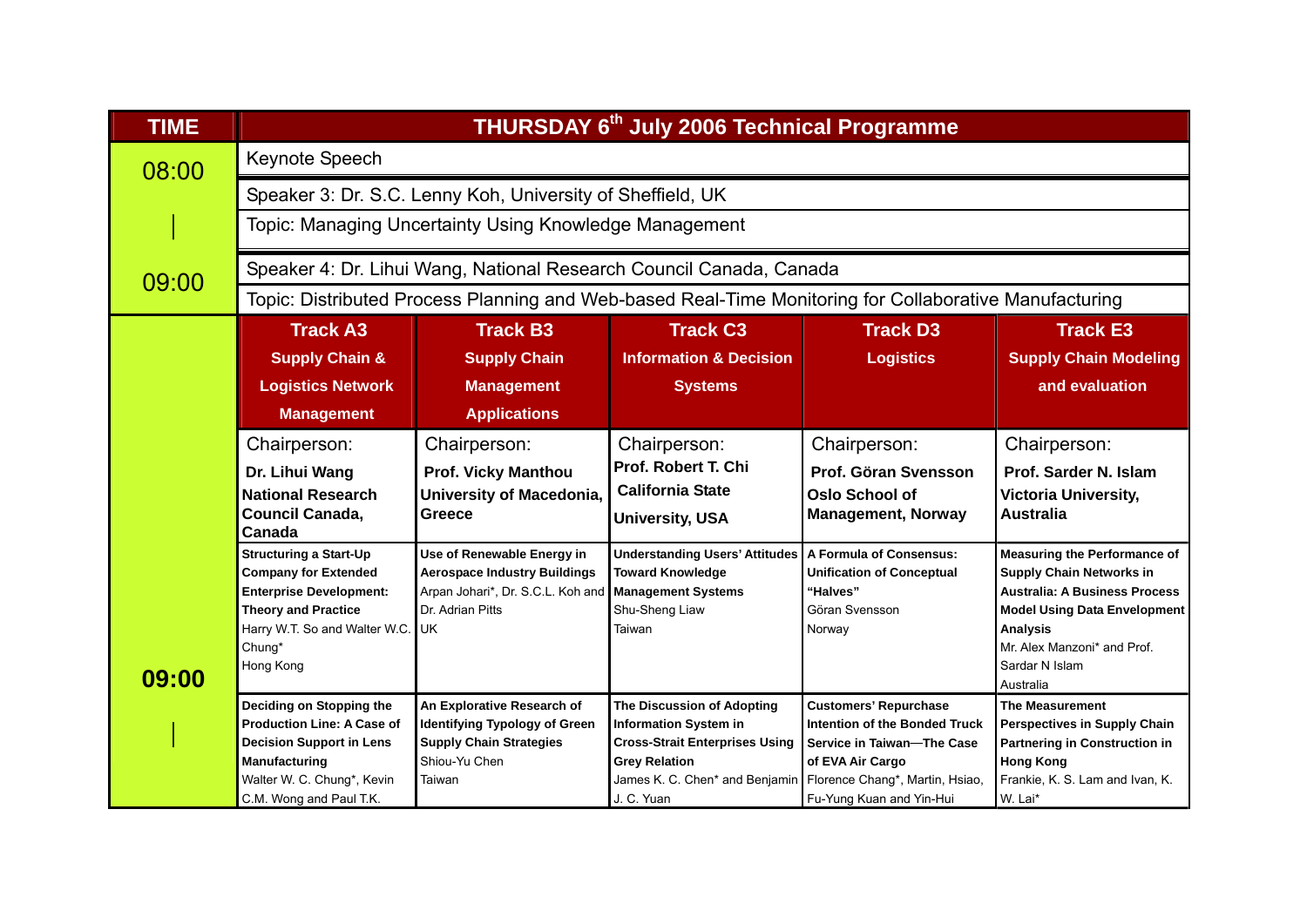| TIME | THURSDAY 6th July 2006 Technical Programme | | | | |
|---|---|---|---|---|---|
| 08:00 \| 09:00 | Keynote Speech | | | | |
| | Speaker 3: Dr. S.C. Lenny Koh, University of Sheffield, UK | | | | |
| | Topic: Managing Uncertainty Using Knowledge Management | | | | |
| | Speaker 4: Dr. Lihui Wang, National Research Council Canada, Canada | | | | |
| | Topic: Distributed Process Planning and Web-based Real-Time Monitoring for Collaborative Manufacturing | | | | |
| 09:00 \| | **Track A3** **Supply Chain & Logistics Network Management** | **Track B3** **Supply Chain Management Applications** | **Track C3** **Information & Decision Systems** | **Track D3** **Logistics** | **Track E3** **Supply Chain Modeling and evaluation** |
| | Chairperson: **Dr. Lihui Wang** **National Research Council Canada, Canada** | Chairperson: **Prof. Vicky Manthou** **University of Macedonia, Greece** | Chairperson: **Prof. Robert T. Chi** **California State University, USA** | Chairperson: **Prof. Göran Svensson** **Oslo School of Management, Norway** | Chairperson: **Prof. Sarder N. Islam** **Victoria University, Australia** |
| | **Structuring a Start-Up Company for Extended Enterprise Development: Theory and Practice** Harry W.T. So and Walter W.C. Chung* Hong Kong | **Use of Renewable Energy in Aerospace Industry Buildings** Arpan Johari*, Dr. S.C.L. Koh and Dr. Adrian Pitts UK | **Understanding Users' Attitudes Toward Knowledge Management Systems** Shu-Sheng Liaw Taiwan | **A Formula of Consensus: Unification of Conceptual "Halves"** Göran Svensson Norway | **Measuring the Performance of Supply Chain Networks in Australia: A Business Process Model Using Data Envelopment Analysis** Mr. Alex Manzoni* and Prof. Sardar N Islam Australia |
| | **Deciding on Stopping the Production Line: A Case of Decision Support in Lens Manufacturing** Walter W. C. Chung*, Kevin C.M. Wong and Paul T.K. | **An Explorative Research of Identifying Typology of Green Supply Chain Strategies** Shiou-Yu Chen Taiwan | **The Discussion of Adopting Information System in Cross-Strait Enterprises Using Grey Relation** James K. C. Chen* and Benjamin J. C. Yuan | **Customers' Repurchase Intention of the Bonded Truck Service in Taiwan—The Case of EVA Air Cargo** Florence Chang*, Martin, Hsiao, Fu-Yung Kuan and Yin-Hui | **The Measurement Perspectives in Supply Chain Partnering in Construction in Hong Kong** Frankie, K. S. Lam and Ivan, K. W. Lai* |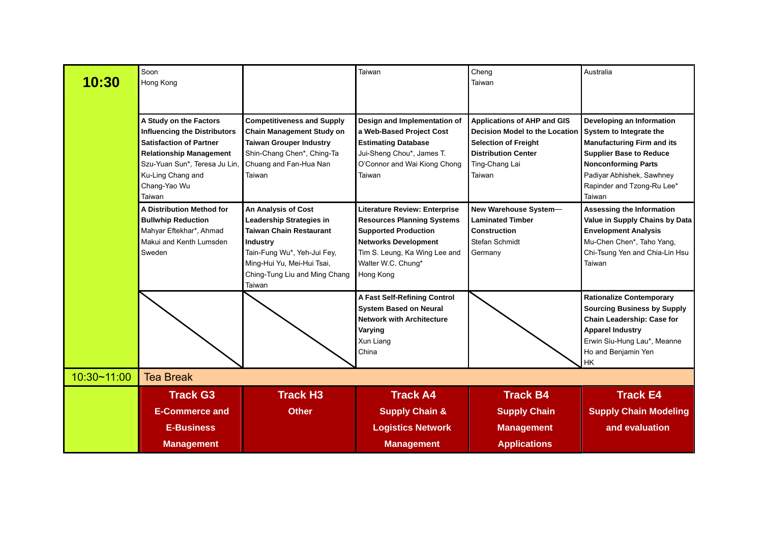| 10:30 | | | | | |
|---|---|---|---|---|---|
| | Soon<br>Hong Kong | | Taiwan | Cheng<br>Taiwan | Australia |
| | **A Study on the Factors Influencing the Distributors Satisfaction of Partner Relationship Management**<br>Szu-Yuan Sun*, Teresa Ju Lin, Ku-Ling Chang and Chang-Yao Wu<br>Taiwan | **Competitiveness and Supply Chain Management Study on Taiwan Grouper Industry**<br>Shin-Chang Chen*, Ching-Ta Chuang and Fan-Hua Nan<br>Taiwan | **Design and Implementation of a Web-Based Project Cost Estimating Database**<br>Jui-Sheng Chou*, James T. O'Connor and Wai Kiong Chong<br>Taiwan | **Applications of AHP and GIS Decision Model to the Location Selection of Freight Distribution Center**<br>Ting-Chang Lai<br>Taiwan | **Developing an Information System to Integrate the Manufacturing Firm and its Supplier Base to Reduce Nonconforming Parts**<br>Padiyar Abhishek, Sawhney Rapinder and Tzong-Ru Lee*<br>Taiwan |
| | **A Distribution Method for Bullwhip Reduction**<br>Mahyar Eftekhar*, Ahmad Makui and Kenth Lumsden<br>Sweden | **An Analysis of Cost Leadership Strategies in Taiwan Chain Restaurant Industry**<br>Tain-Fung Wu*, Yeh-Jui Fey, Ming-Hui Yu, Mei-Hui Tsai, Ching-Tung Liu and Ming Chang<br>Taiwan | **Literature Review: Enterprise Resources Planning Systems Supported Production Networks Development**<br>Tim S. Leung, Ka Wing Lee and Walter W.C. Chung*<br>Hong Kong | **New Warehouse System—Laminated Timber Construction**<br>Stefan Schmidt<br>Germany | **Assessing the Information Value in Supply Chains by Data Envelopment Analysis**<br>Mu-Chen Chen*, Taho Yang, Chi-Tsung Yen and Chia-Lin Hsu<br>Taiwan |
| | | | **A Fast Self-Refining Control System Based on Neural Network with Architecture Varying**<br>Xun Liang<br>China | | **Rationalize Contemporary Sourcing Business by Supply Chain Leadership: Case for Apparel Industry**<br>Erwin Siu-Hung Lau*, Meanne Ho and Benjamin Yen<br>HK |
| 10:30~11:00 | Tea Break | | | | |
| | **Track G3**<br>**E-Commerce and E-Business Management** | **Track H3**<br>**Other** | **Track A4**<br>**Supply Chain & Logistics Network Management** | **Track B4**<br>**Supply Chain Management Applications** | **Track E4**<br>**Supply Chain Modeling and evaluation** |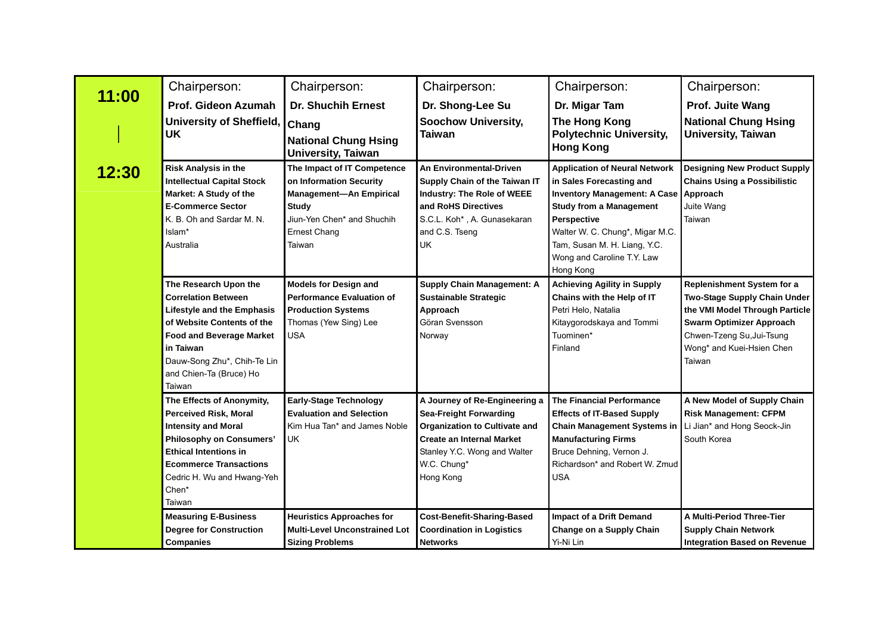| 11:00 – 12:30 | Chairperson: **Prof. Gideon Azumah** **University of Sheffield, UK** | Chairperson: **Dr. Shuchih Ernest Chang** **National Chung Hsing University, Taiwan** | Chairperson: **Dr. Shong-Lee Su** **Soochow University, Taiwan** | Chairperson: **Dr. Migar Tam** **The Hong Kong Polytechnic University, Hong Kong** | Chairperson: **Prof. Juite Wang** **National Chung Hsing University, Taiwan** |
|---|---|---|---|---|---|
| | **Risk Analysis in the Intellectual Capital Stock Market: A Study of the E-Commerce Sector** K. B. Oh and Sardar M. N. Islam* Australia | **The Impact of IT Competence on Information Security Management—An Empirical Study** Jiun-Yen Chen* and Shuchih Ernest Chang Taiwan | **An Environmental-Driven Supply Chain of the Taiwan IT Industry: The Role of WEEE and RoHS Directives** S.C.L. Koh* , A. Gunasekaran and C.S. Tseng UK | **Application of Neural Network in Sales Forecasting and Inventory Management: A Case Study from a Management Perspective** Walter W. C. Chung*, Migar M.C. Tam, Susan M. H. Liang, Y.C. Wong and Caroline T.Y. Law Hong Kong | **Designing New Product Supply Chains Using a Possibilistic Approach** Juite Wang Taiwan |
| | **The Research Upon the Correlation Between Lifestyle and the Emphasis of Website Contents of the Food and Beverage Market in Taiwan** Dauw-Song Zhu*, Chih-Te Lin and Chien-Ta (Bruce) Ho Taiwan | **Models for Design and Performance Evaluation of Production Systems** Thomas (Yew Sing) Lee USA | **Supply Chain Management: A Sustainable Strategic Approach** Göran Svensson Norway | **Achieving Agility in Supply Chains with the Help of IT** Petri Helo, Natalia Kitaygorodskaya and Tommi Tuominen* Finland | **Replenishment System for a Two-Stage Supply Chain Under the VMI Model Through Particle Swarm Optimizer Approach** Chwen-Tzeng Su,Jui-Tsung Wong* and Kuei-Hsien Chen Taiwan |
| | **The Effects of Anonymity, Perceived Risk, Moral Intensity and Moral Philosophy on Consumers' Ethical Intentions in Ecommerce Transactions** Cedric H. Wu and Hwang-Yeh Chen* Taiwan | **Early-Stage Technology Evaluation and Selection** Kim Hua Tan* and James Noble UK | **A Journey of Re-Engineering a Sea-Freight Forwarding Organization to Cultivate and Create an Internal Market** Stanley Y.C. Wong and Walter W.C. Chung* Hong Kong | **The Financial Performance Effects of IT-Based Supply Chain Management Systems in Manufacturing Firms** Bruce Dehning, Vernon J. Richardson* and Robert W. Zmud USA | **A New Model of Supply Chain Risk Management: CFPM** Li Jian* and Hong Seock-Jin South Korea |
| | **Measuring E-Business Degree for Construction Companies** | **Heuristics Approaches for Multi-Level Unconstrained Lot Sizing Problems** | **Cost-Benefit-Sharing-Based Coordination in Logistics Networks** | **Impact of a Drift Demand Change on a Supply Chain** Yi-Ni Lin | **A Multi-Period Three-Tier Supply Chain Network Integration Based on Revenue** |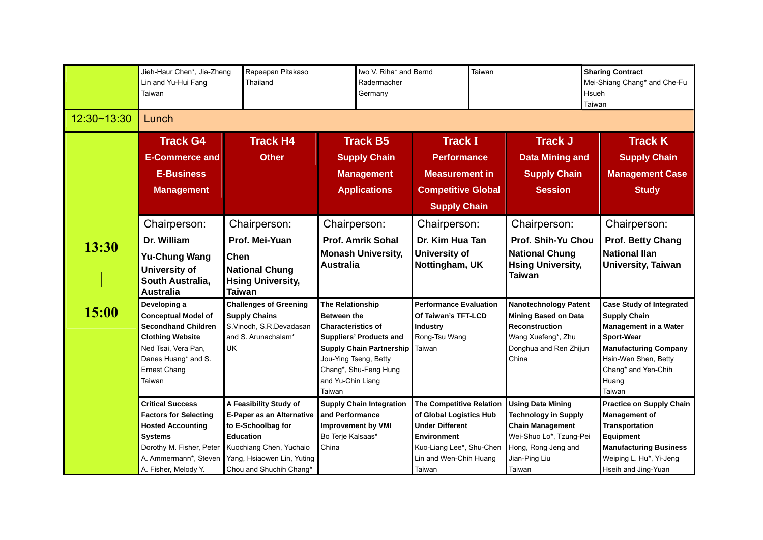| | | | | | | |
|---|---|---|---|---|---|---|
| | Jieh-Haur Chen*, Jia-Zheng Lin and Yu-Hui Fang Taiwan | Rapeepan Pitakaso Thailand | Iwo V. Riha* and Bernd Radermacher Germany | Taiwan | | **Sharing Contract** Mei-Shiang Chang* and Che-Fu Hsueh Taiwan |
| 12:30~13:30 | Lunch | | | | | |
| **13:30 \| 15:00** | **Track G4 E-Commerce and E-Business Management** | **Track H4 Other** | **Track B5 Supply Chain Management Applications** | **Track I Performance Measurement in Competitive Global Supply Chain** | **Track J Data Mining and Supply Chain Session** | **Track K Supply Chain Management Case Study** |
| | Chairperson: **Dr. William Yu-Chung Wang University of South Australia, Australia** | Chairperson: **Prof. Mei-Yuan Chen National Chung Hsing University, Taiwan** | Chairperson: **Prof. Amrik Sohal Monash University, Australia** | Chairperson: **Dr. Kim Hua Tan University of Nottingham, UK** | Chairperson: **Prof. Shih-Yu Chou National Chung Hsing University, Taiwan** | Chairperson: **Prof. Betty Chang National Ilan University, Taiwan** |
| | **Developing a Conceptual Model of Secondhand Children Clothing Website** Ned Tsai, Vera Pan, Danes Huang* and S. Ernest Chang Taiwan | **Challenges of Greening Supply Chains** S.Vinodh, S.R.Devadasan and S. Arunachalam* UK | **The Relationship Between the Characteristics of Suppliers' Products and Supply Chain Partnership** Jou-Ying Tseng, Betty Chang*, Shu-Feng Hung and Yu-Chin Liang Taiwan | **Performance Evaluation Of Taiwan's TFT-LCD Industry** Rong-Tsu Wang Taiwan | **Nanotechnology Patent Mining Based on Data Reconstruction** Wang Xuefeng*, Zhu Donghua and Ren Zhijun China | **Case Study of Integrated Supply Chain Management in a Water Sport-Wear Manufacturing Company** Hsin-Wen Shen, Betty Chang* and Yen-Chih Huang Taiwan |
| | **Critical Success Factors for Selecting Hosted Accounting Systems** Dorothy M. Fisher, Peter A. Ammermann*, Steven A. Fisher, Melody Y. | **A Feasibility Study of E-Paper as an Alternative to E-Schoolbag for Education** Kuochiang Chen, Yuchaio Yang, Hsiaowen Lin, Yuting Chou and Shuchih Chang* | **Supply Chain Integration and Performance Improvement by VMI** Bo Terje Kalsaas* China | **The Competitive Relation of Global Logistics Hub Under Different Environment** Kuo-Liang Lee*, Shu-Chen Lin and Wen-Chih Huang Taiwan | **Using Data Mining Technology in Supply Chain Management** Wei-Shuo Lo*, Tzung-Pei Hong, Rong Jeng and Jian-Ping Liu Taiwan | **Practice on Supply Chain Management of Transportation Equipment Manufacturing Business** Weiping L. Hu*, Yi-Jeng Hseih and Jing-Yuan |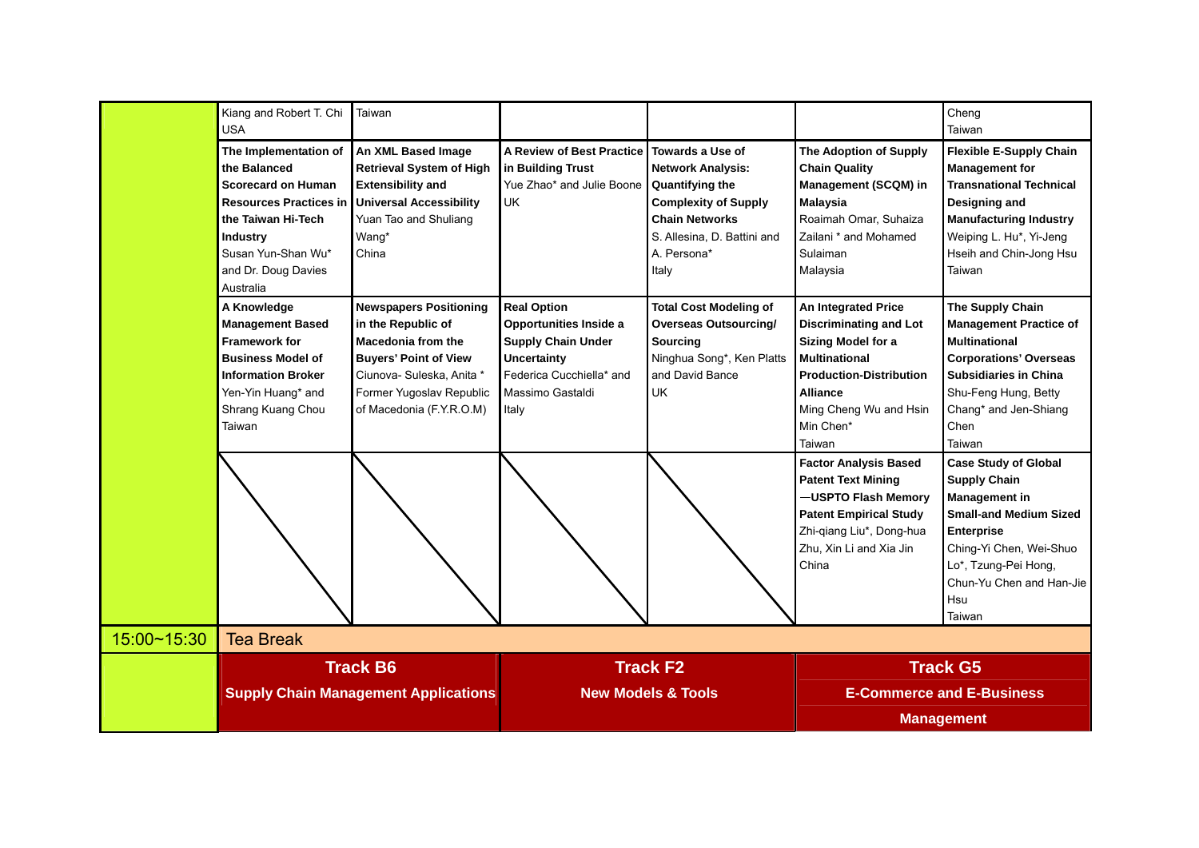| | | | | | | |
|---|---|---|---|---|---|---|
| | Kiang and Robert T. Chi USA | Taiwan | | | | Cheng Taiwan |
| | **The Implementation of the Balanced Scorecard on Human Resources Practices in the Taiwan Hi-Tech Industry** Susan Yun-Shan Wu* and Dr. Doug Davies Australia | **An XML Based Image Retrieval System of High Extensibility and Universal Accessibility** Yuan Tao and Shuliang Wang* China | **A Review of Best Practice in Building Trust** Yue Zhao* and Julie Boone UK | **Towards a Use of Network Analysis: Quantifying the Complexity of Supply Chain Networks** S. Allesina, D. Battini and A. Persona* Italy | **The Adoption of Supply Chain Quality Management (SCQM) in Malaysia** Roaimah Omar, Suhaiza Zailani * and Mohamed Sulaiman Malaysia | **Flexible E-Supply Chain Management for Transnational Technical Designing and Manufacturing Industry** Weiping L. Hu*, Yi-Jeng Hseih and Chin-Jong Hsu Taiwan |
| | **A Knowledge Management Based Framework for Business Model of Information Broker** Yen-Yin Huang* and Shrang Kuang Chou Taiwan | **Newspapers Positioning in the Republic of Macedonia from the Buyers' Point of View** Ciunova- Suleska, Anita * Former Yugoslav Republic of Macedonia (F.Y.R.O.M) | **Real Option Opportunities Inside a Supply Chain Under Uncertainty** Federica Cucchiella* and Massimo Gastaldi Italy | **Total Cost Modeling of Overseas Outsourcing/ Sourcing** Ninghua Song*, Ken Platts and David Bance UK | **An Integrated Price Discriminating and Lot Sizing Model for a Multinational Production-Distribution Alliance** Ming Cheng Wu and Hsin Min Chen* Taiwan | **The Supply Chain Management Practice of Multinational Corporations' Overseas Subsidiaries in China** Shu-Feng Hung, Betty Chang* and Jen-Shiang Chen Taiwan |
| | | | | | **Factor Analysis Based Patent Text Mining —USPTO Flash Memory Patent Empirical Study** Zhi-qiang Liu*, Dong-hua Zhu, Xin Li and Xia Jin China | **Case Study of Global Supply Chain Management in Small-and Medium Sized Enterprise** Ching-Yi Chen, Wei-Shuo Lo*, Tzung-Pei Hong, Chun-Yu Chen and Han-Jie Hsu Taiwan |
| 15:00~15:30 | Tea Break | | | | | |
| | **Track B6** **Supply Chain Management Applications** | | **Track F2** **New Models & Tools** | | **Track G5** **E-Commerce and E-Business Management** | |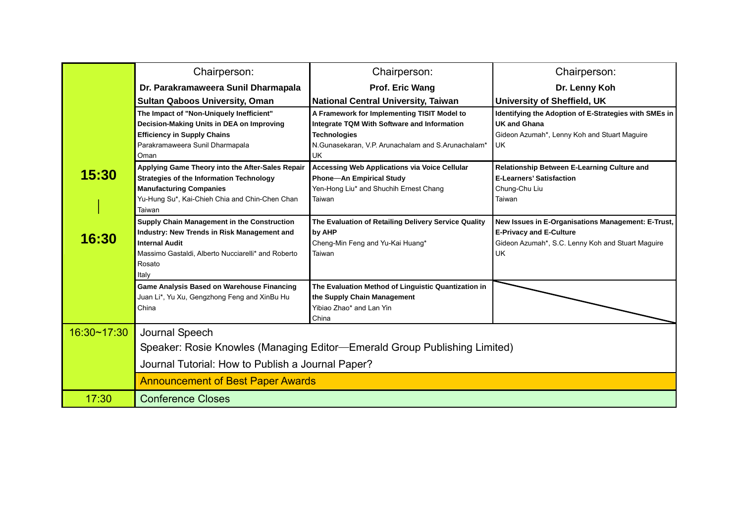| | | | |
|---|---|---|---|
| 15:30 \| 16:30 | Chairperson:<br>**Dr. Parakramaweera Sunil Dharmapala**<br>**Sultan Qaboos University, Oman** | Chairperson:<br>**Prof. Eric Wang**<br>**National Central University, Taiwan** | Chairperson:<br>**Dr. Lenny Koh**<br>**University of Sheffield, UK** |
| | **The Impact of "Non-Uniquely Inefficient" Decision-Making Units in DEA on Improving Efficiency in Supply Chains**<br>Parakramaweera Sunil Dharmapala<br>Oman | **A Framework for Implementing TISIT Model to Integrate TQM With Software and Information Technologies**<br>N.Gunasekaran, V.P. Arunachalam and S.Arunachalam*<br>UK | **Identifying the Adoption of E-Strategies with SMEs in UK and Ghana**<br>Gideon Azumah*, Lenny Koh and Stuart Maguire<br>UK |
| | **Applying Game Theory into the After-Sales Repair Strategies of the Information Technology Manufacturing Companies**<br>Yu-Hung Su*, Kai-Chieh Chia and Chin-Chen Chan<br>Taiwan | **Accessing Web Applications via Voice Cellular Phone—An Empirical Study**<br>Yen-Hong Liu* and Shuchih Ernest Chang<br>Taiwan | **Relationship Between E-Learning Culture and E-Learners' Satisfaction**<br>Chung-Chu Liu<br>Taiwan |
| | **Supply Chain Management in the Construction Industry: New Trends in Risk Management and Internal Audit**<br>Massimo Gastaldi, Alberto Nucciarelli* and Roberto Rosato<br>Italy | **The Evaluation of Retailing Delivery Service Quality by AHP**<br>Cheng-Min Feng and Yu-Kai Huang*<br>Taiwan | **New Issues in E-Organisations Management: E-Trust, E-Privacy and E-Culture**<br>Gideon Azumah*, S.C. Lenny Koh and Stuart Maguire<br>UK |
| | **Game Analysis Based on Warehouse Financing**<br>Juan Li*, Yu Xu, Gengzhong Feng and XinBu Hu<br>China | **The Evaluation Method of Linguistic Quantization in the Supply Chain Management**<br>Yibiao Zhao* and Lan Yin<br>China | |
| 16:30~17:30 | Journal Speech<br>Speaker: Rosie Knowles (Managing Editor—Emerald Group Publishing Limited)<br>Journal Tutorial: How to Publish a Journal Paper? | | |
| | Announcement of Best Paper Awards | | |
| 17:30 | Conference Closes | | |